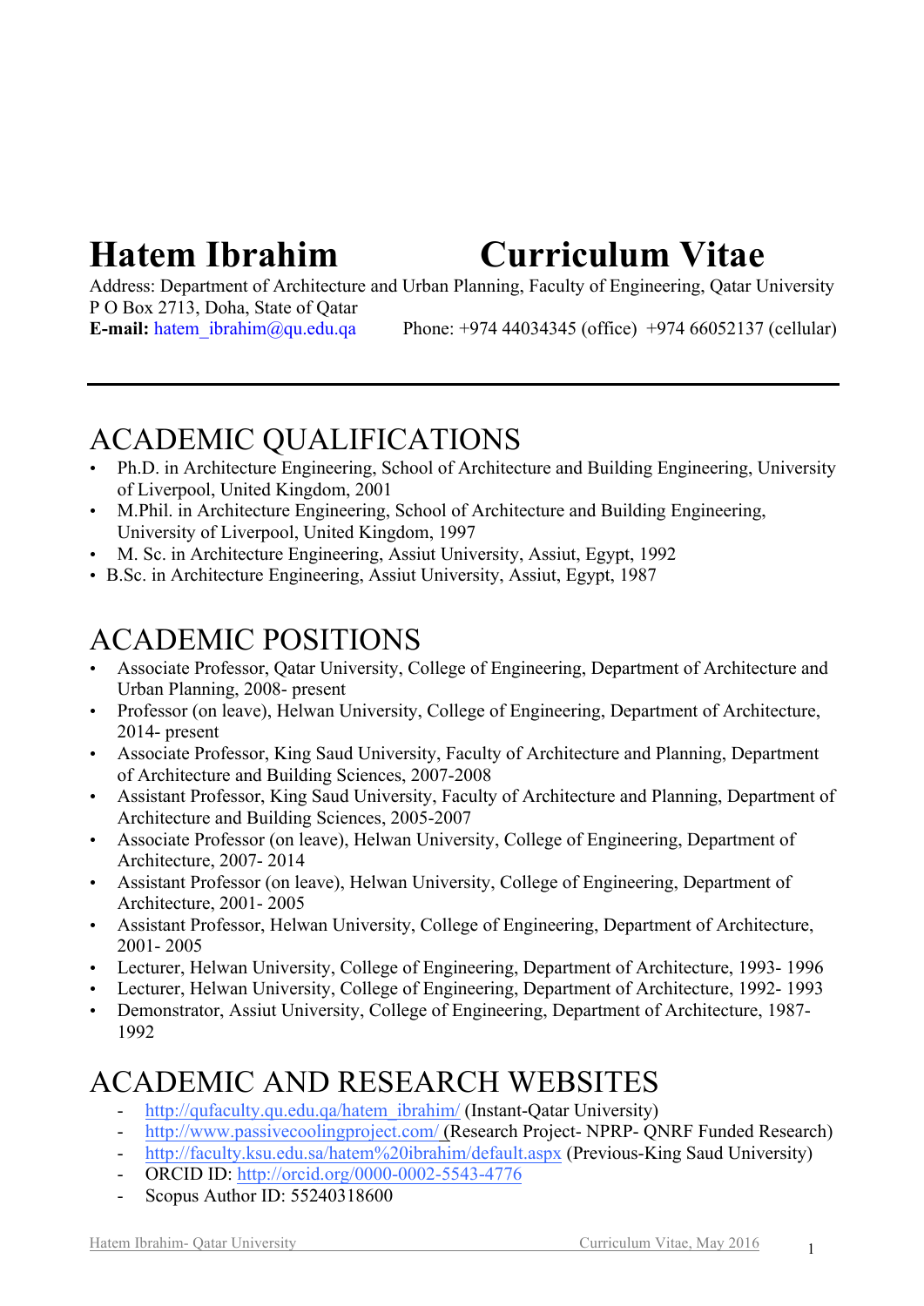# Hatem Ibrahim Curriculum Vitae

Address: Department of Architecture and Urban Planning, Faculty of Engineering, Qatar University
P O Box 2713, Doha, State of Qatar
**E-mail:** hatem_ibrahim@qu.edu.qa Phone: +974 44034345 (office) +974 66052137 (cellular)

---

## ACADEMIC QUALIFICATIONS

- Ph.D. in Architecture Engineering, School of Architecture and Building Engineering, University of Liverpool, United Kingdom, 2001
- M.Phil. in Architecture Engineering, School of Architecture and Building Engineering, University of Liverpool, United Kingdom, 1997
- M. Sc. in Architecture Engineering, Assiut University, Assiut, Egypt, 1992
- B.Sc. in Architecture Engineering, Assiut University, Assiut, Egypt, 1987

## ACADEMIC POSITIONS

- Associate Professor, Qatar University, College of Engineering, Department of Architecture and Urban Planning, 2008- present
- Professor (on leave), Helwan University, College of Engineering, Department of Architecture, 2014- present
- Associate Professor, King Saud University, Faculty of Architecture and Planning, Department of Architecture and Building Sciences, 2007-2008
- Assistant Professor, King Saud University, Faculty of Architecture and Planning, Department of Architecture and Building Sciences, 2005-2007
- Associate Professor (on leave), Helwan University, College of Engineering, Department of Architecture, 2007- 2014
- Assistant Professor (on leave), Helwan University, College of Engineering, Department of Architecture, 2001- 2005
- Assistant Professor, Helwan University, College of Engineering, Department of Architecture, 2001- 2005
- Lecturer, Helwan University, College of Engineering, Department of Architecture, 1993- 1996
- Lecturer, Helwan University, College of Engineering, Department of Architecture, 1992- 1993
- Demonstrator, Assiut University, College of Engineering, Department of Architecture, 1987- 1992

## ACADEMIC AND RESEARCH WEBSITES

- http://qufaculty.qu.edu.qa/hatem_ibrahim/ (Instant-Qatar University)
- http://www.passivecoolingproject.com/ (Research Project- NPRP- QNRF Funded Research)
- http://faculty.ksu.edu.sa/hatem%20ibrahim/default.aspx (Previous-King Saud University)
- ORCID ID: http://orcid.org/0000-0002-5543-4776
- Scopus Author ID: 55240318600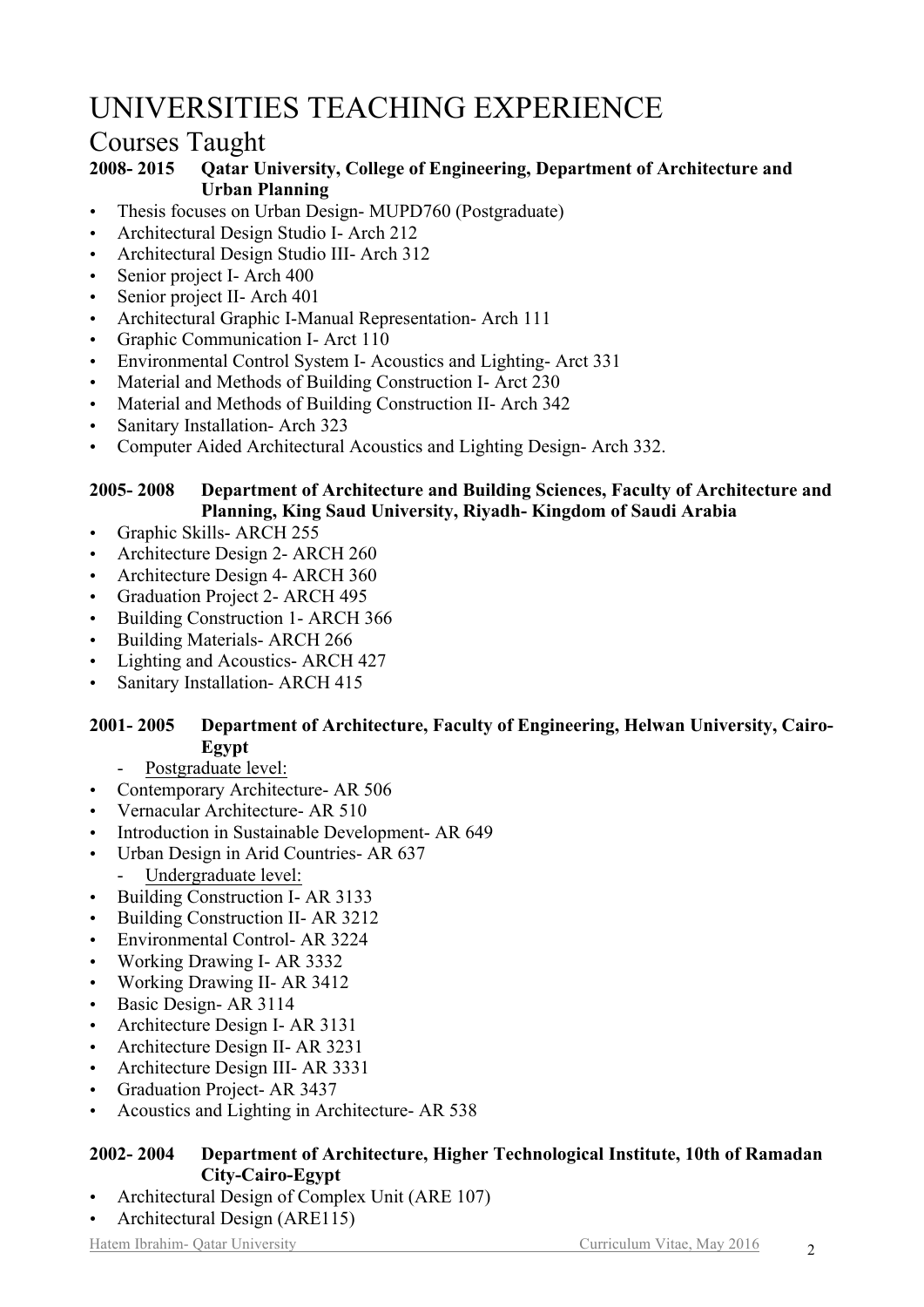# UNIVERSITIES TEACHING EXPERIENCE

## Courses Taught

**2008- 2015 Qatar University, College of Engineering, Department of Architecture and Urban Planning**

- Thesis focuses on Urban Design- MUPD760 (Postgraduate)
- Architectural Design Studio I- Arch 212
- Architectural Design Studio III- Arch 312
- Senior project I- Arch 400
- Senior project II- Arch 401
- Architectural Graphic I-Manual Representation- Arch 111
- Graphic Communication I- Arct 110
- Environmental Control System I- Acoustics and Lighting- Arct 331
- Material and Methods of Building Construction I- Arct 230
- Material and Methods of Building Construction II- Arch 342
- Sanitary Installation- Arch 323
- Computer Aided Architectural Acoustics and Lighting Design- Arch 332.

**2005- 2008 Department of Architecture and Building Sciences, Faculty of Architecture and Planning, King Saud University, Riyadh- Kingdom of Saudi Arabia**

- Graphic Skills- ARCH 255
- Architecture Design 2- ARCH 260
- Architecture Design 4- ARCH 360
- Graduation Project 2- ARCH 495
- Building Construction 1- ARCH 366
- Building Materials- ARCH 266
- Lighting and Acoustics- ARCH 427
- Sanitary Installation- ARCH 415

**2001- 2005 Department of Architecture, Faculty of Engineering, Helwan University, Cairo-Egypt**

- Postgraduate level:
- Contemporary Architecture- AR 506
- Vernacular Architecture- AR 510
- Introduction in Sustainable Development- AR 649
- Urban Design in Arid Countries- AR 637
- Undergraduate level:
- Building Construction I- AR 3133
- Building Construction II- AR 3212
- Environmental Control- AR 3224
- Working Drawing I- AR 3332
- Working Drawing II- AR 3412
- Basic Design- AR 3114
- Architecture Design I- AR 3131
- Architecture Design II- AR 3231
- Architecture Design III- AR 3331
- Graduation Project- AR 3437
- Acoustics and Lighting in Architecture- AR 538

**2002- 2004 Department of Architecture, Higher Technological Institute, 10th of Ramadan City-Cairo-Egypt**

- Architectural Design of Complex Unit (ARE 107)
- Architectural Design (ARE115)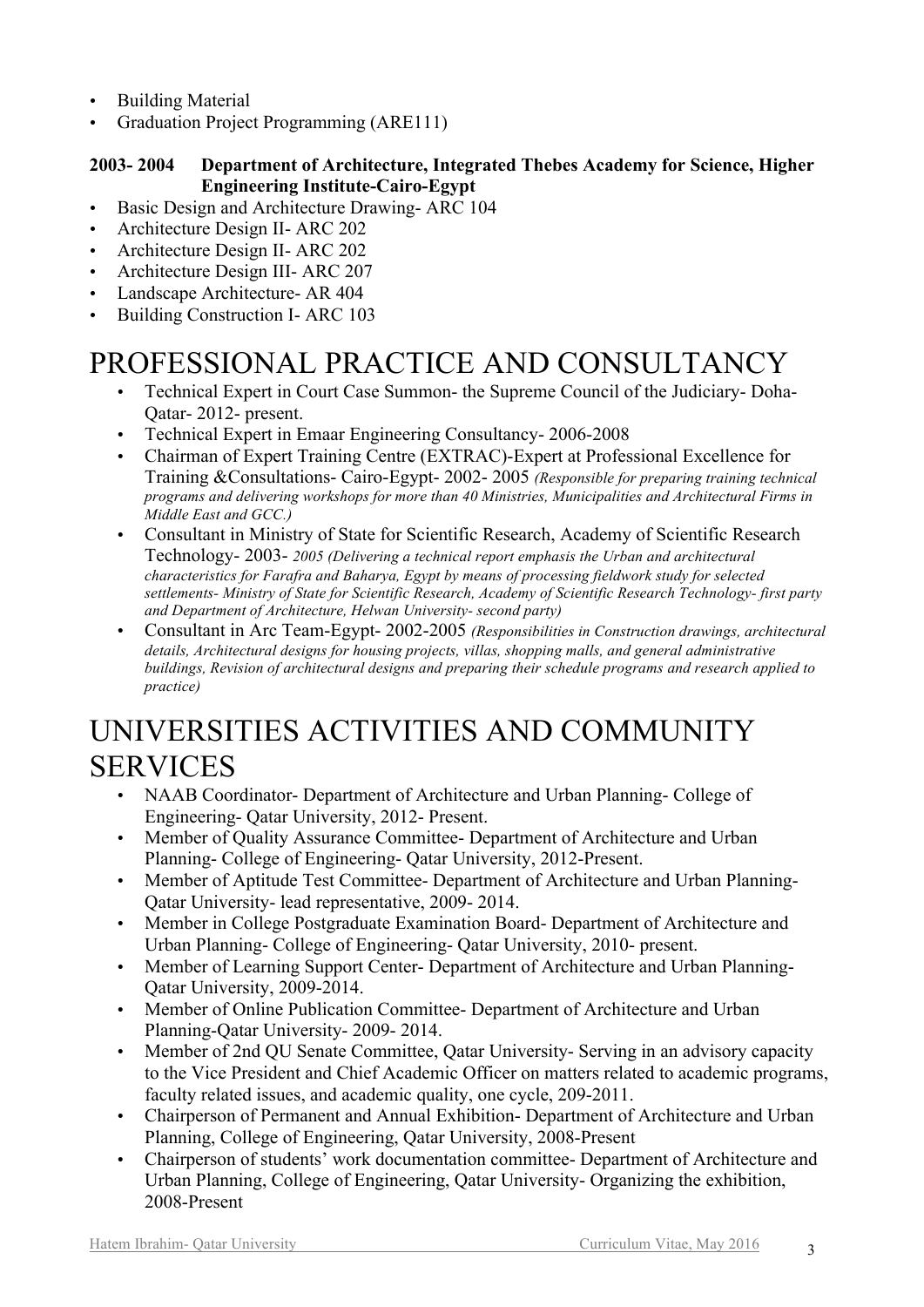- Building Material
- Graduation Project Programming (ARE111)

**2003- 2004 Department of Architecture, Integrated Thebes Academy for Science, Higher Engineering Institute-Cairo-Egypt**

- Basic Design and Architecture Drawing- ARC 104
- Architecture Design II- ARC 202
- Architecture Design II- ARC 202
- Architecture Design III- ARC 207
- Landscape Architecture- AR 404
- Building Construction I- ARC 103

# PROFESSIONAL PRACTICE AND CONSULTANCY

- Technical Expert in Court Case Summon- the Supreme Council of the Judiciary- Doha-Qatar- 2012- present.
- Technical Expert in Emaar Engineering Consultancy- 2006-2008
- Chairman of Expert Training Centre (EXTRAC)-Expert at Professional Excellence for Training &Consultations- Cairo-Egypt- 2002- 2005 *(Responsible for preparing training technical programs and delivering workshops for more than 40 Ministries, Municipalities and Architectural Firms in Middle East and GCC.)*
- Consultant in Ministry of State for Scientific Research, Academy of Scientific Research Technology- 2003- *2005 (Delivering a technical report emphasis the Urban and architectural characteristics for Farafra and Baharya, Egypt by means of processing fieldwork study for selected settlements- Ministry of State for Scientific Research, Academy of Scientific Research Technology- first party and Department of Architecture, Helwan University- second party)*
- Consultant in Arc Team-Egypt- 2002-2005 *(Responsibilities in Construction drawings, architectural details, Architectural designs for housing projects, villas, shopping malls, and general administrative buildings, Revision of architectural designs and preparing their schedule programs and research applied to practice)*

# UNIVERSITIES ACTIVITIES AND COMMUNITY SERVICES

- NAAB Coordinator- Department of Architecture and Urban Planning- College of Engineering- Qatar University, 2012- Present.
- Member of Quality Assurance Committee- Department of Architecture and Urban Planning- College of Engineering- Qatar University, 2012-Present.
- Member of Aptitude Test Committee- Department of Architecture and Urban Planning-Qatar University- lead representative, 2009- 2014.
- Member in College Postgraduate Examination Board- Department of Architecture and Urban Planning- College of Engineering- Qatar University, 2010- present.
- Member of Learning Support Center- Department of Architecture and Urban Planning-Qatar University, 2009-2014.
- Member of Online Publication Committee- Department of Architecture and Urban Planning-Qatar University- 2009- 2014.
- Member of 2nd QU Senate Committee, Qatar University- Serving in an advisory capacity to the Vice President and Chief Academic Officer on matters related to academic programs, faculty related issues, and academic quality, one cycle, 209-2011.
- Chairperson of Permanent and Annual Exhibition- Department of Architecture and Urban Planning, College of Engineering, Qatar University, 2008-Present
- Chairperson of students' work documentation committee- Department of Architecture and Urban Planning, College of Engineering, Qatar University- Organizing the exhibition, 2008-Present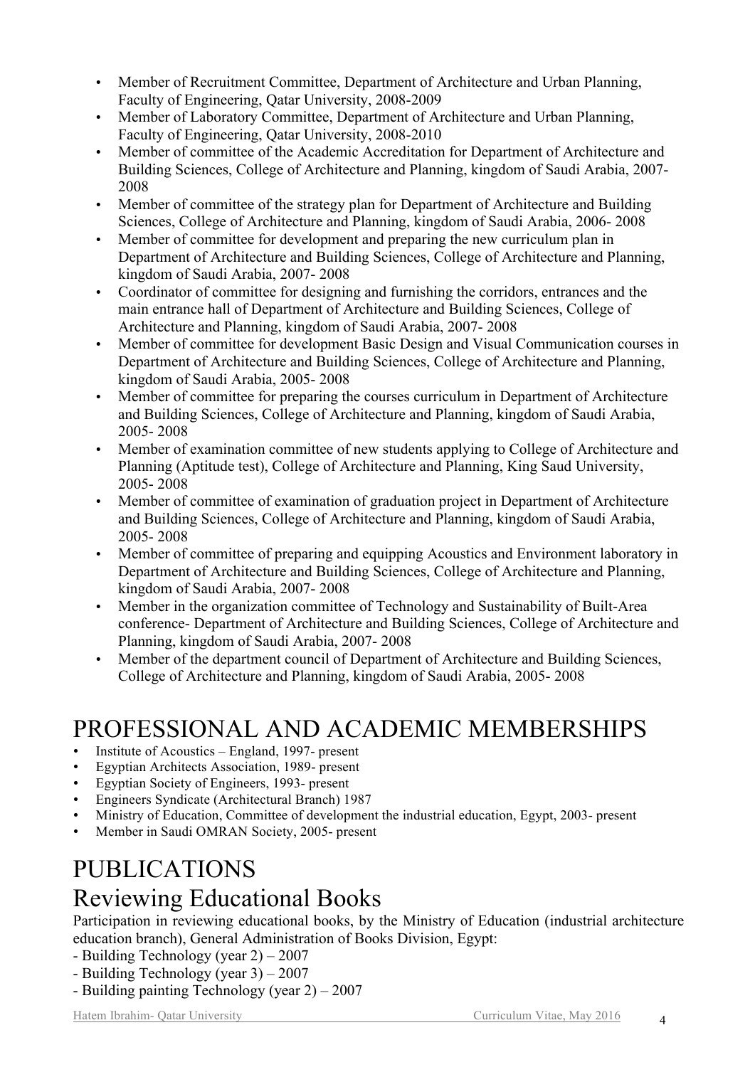- Member of Recruitment Committee, Department of Architecture and Urban Planning, Faculty of Engineering, Qatar University, 2008-2009
- Member of Laboratory Committee, Department of Architecture and Urban Planning, Faculty of Engineering, Qatar University, 2008-2010
- Member of committee of the Academic Accreditation for Department of Architecture and Building Sciences, College of Architecture and Planning, kingdom of Saudi Arabia, 2007-2008
- Member of committee of the strategy plan for Department of Architecture and Building Sciences, College of Architecture and Planning, kingdom of Saudi Arabia, 2006- 2008
- Member of committee for development and preparing the new curriculum plan in Department of Architecture and Building Sciences, College of Architecture and Planning, kingdom of Saudi Arabia, 2007- 2008
- Coordinator of committee for designing and furnishing the corridors, entrances and the main entrance hall of Department of Architecture and Building Sciences, College of Architecture and Planning, kingdom of Saudi Arabia, 2007- 2008
- Member of committee for development Basic Design and Visual Communication courses in Department of Architecture and Building Sciences, College of Architecture and Planning, kingdom of Saudi Arabia, 2005- 2008
- Member of committee for preparing the courses curriculum in Department of Architecture and Building Sciences, College of Architecture and Planning, kingdom of Saudi Arabia, 2005- 2008
- Member of examination committee of new students applying to College of Architecture and Planning (Aptitude test), College of Architecture and Planning, King Saud University, 2005- 2008
- Member of committee of examination of graduation project in Department of Architecture and Building Sciences, College of Architecture and Planning, kingdom of Saudi Arabia, 2005- 2008
- Member of committee of preparing and equipping Acoustics and Environment laboratory in Department of Architecture and Building Sciences, College of Architecture and Planning, kingdom of Saudi Arabia, 2007- 2008
- Member in the organization committee of Technology and Sustainability of Built-Area conference- Department of Architecture and Building Sciences, College of Architecture and Planning, kingdom of Saudi Arabia, 2007- 2008
- Member of the department council of Department of Architecture and Building Sciences, College of Architecture and Planning, kingdom of Saudi Arabia, 2005- 2008

# PROFESSIONAL AND ACADEMIC MEMBERSHIPS

- Institute of Acoustics – England, 1997- present
- Egyptian Architects Association, 1989- present
- Egyptian Society of Engineers, 1993- present
- Engineers Syndicate (Architectural Branch) 1987
- Ministry of Education, Committee of development the industrial education, Egypt, 2003- present
- Member in Saudi OMRAN Society, 2005- present

# PUBLICATIONS

## Reviewing Educational Books

Participation in reviewing educational books, by the Ministry of Education (industrial architecture education branch), General Administration of Books Division, Egypt:

- Building Technology (year 2) – 2007
- Building Technology (year 3) – 2007
- Building painting Technology (year 2) – 2007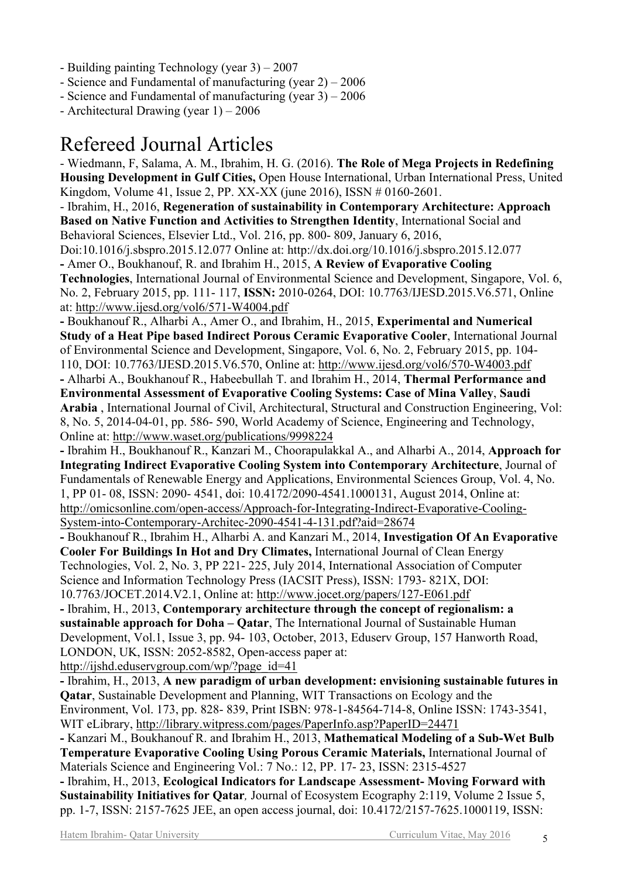- Building painting Technology (year 3) – 2007
- Science and Fundamental of manufacturing (year 2) – 2006
- Science and Fundamental of manufacturing (year 3) – 2006
- Architectural Drawing (year 1) – 2006

# Refereed Journal Articles

- Wiedmann, F, Salama, A. M., Ibrahim, H. G. (2016). **The Role of Mega Projects in Redefining Housing Development in Gulf Cities,** Open House International, Urban International Press, United Kingdom, Volume 41, Issue 2, PP. XX-XX (june 2016), ISSN # 0160-2601.
- Ibrahim, H., 2016, **Regeneration of sustainability in Contemporary Architecture: Approach Based on Native Function and Activities to Strengthen Identity**, International Social and Behavioral Sciences, Elsevier Ltd., Vol. 216, pp. 800- 809, January 6, 2016, Doi:10.1016/j.sbspro.2015.12.077 Online at: http://dx.doi.org/10.1016/j.sbspro.2015.12.077
- Amer O., Boukhanouf, R. and Ibrahim H., 2015, **A Review of Evaporative Cooling Technologies**, International Journal of Environmental Science and Development, Singapore, Vol. 6, No. 2, February 2015, pp. 111- 117, **ISSN:** 2010-0264, DOI: 10.7763/IJESD.2015.V6.571, Online at: http://www.ijesd.org/vol6/571-W4004.pdf
- Boukhanouf R., Alharbi A., Amer O., and Ibrahim, H., 2015, **Experimental and Numerical Study of a Heat Pipe based Indirect Porous Ceramic Evaporative Cooler**, International Journal of Environmental Science and Development, Singapore, Vol. 6, No. 2, February 2015, pp. 104- 110, DOI: 10.7763/IJESD.2015.V6.570, Online at: http://www.ijesd.org/vol6/570-W4003.pdf
- Alharbi A., Boukhanouf R., Habeebullah T. and Ibrahim H., 2014, **Thermal Performance and Environmental Assessment of Evaporative Cooling Systems: Case of Mina Valley**, **Saudi Arabia** , International Journal of Civil, Architectural, Structural and Construction Engineering, Vol: 8, No. 5, 2014-04-01, pp. 586- 590, World Academy of Science, Engineering and Technology, Online at: http://www.waset.org/publications/9998224
- Ibrahim H., Boukhanouf R., Kanzari M., Choorapulakkal A., and Alharbi A., 2014, **Approach for Integrating Indirect Evaporative Cooling System into Contemporary Architecture**, Journal of Fundamentals of Renewable Energy and Applications, Environmental Sciences Group, Vol. 4, No. 1, PP 01- 08, ISSN: 2090- 4541, doi: 10.4172/2090-4541.1000131, August 2014, Online at: http://omicsonline.com/open-access/Approach-for-Integrating-Indirect-Evaporative-Cooling-System-into-Contemporary-Architec-2090-4541-4-131.pdf?aid=28674
- Boukhanouf R., Ibrahim H., Alharbi A. and Kanzari M., 2014, **Investigation Of An Evaporative Cooler For Buildings In Hot and Dry Climates,** International Journal of Clean Energy Technologies, Vol. 2, No. 3, PP 221- 225, July 2014, International Association of Computer Science and Information Technology Press (IACSIT Press), ISSN: 1793- 821X, DOI: 10.7763/JOCET.2014.V2.1, Online at: http://www.jocet.org/papers/127-E061.pdf
- Ibrahim, H., 2013, **Contemporary architecture through the concept of regionalism: a sustainable approach for Doha – Qatar**, The International Journal of Sustainable Human Development, Vol.1, Issue 3, pp. 94- 103, October, 2013, Eduserv Group, 157 Hanworth Road, LONDON, UK, ISSN: 2052-8582, Open-access paper at: http://ijshd.eduservgroup.com/wp/?page_id=41
- Ibrahim, H., 2013, **A new paradigm of urban development: envisioning sustainable futures in Qatar**, Sustainable Development and Planning, WIT Transactions on Ecology and the Environment, Vol. 173, pp. 828- 839, Print ISBN: 978-1-84564-714-8, Online ISSN: 1743-3541, WIT eLibrary, http://library.witpress.com/pages/PaperInfo.asp?PaperID=24471
- Kanzari M., Boukhanouf R. and Ibrahim H., 2013, **Mathematical Modeling of a Sub-Wet Bulb Temperature Evaporative Cooling Using Porous Ceramic Materials,** International Journal of Materials Science and Engineering Vol.: 7 No.: 12, PP. 17- 23, ISSN: 2315-4527
- Ibrahim, H., 2013, **Ecological Indicators for Landscape Assessment- Moving Forward with Sustainability Initiatives for Qatar***,* Journal of Ecosystem Ecography 2:119, Volume 2 Issue 5, pp. 1-7, ISSN: 2157-7625 JEE, an open access journal, doi: 10.4172/2157-7625.1000119, ISSN: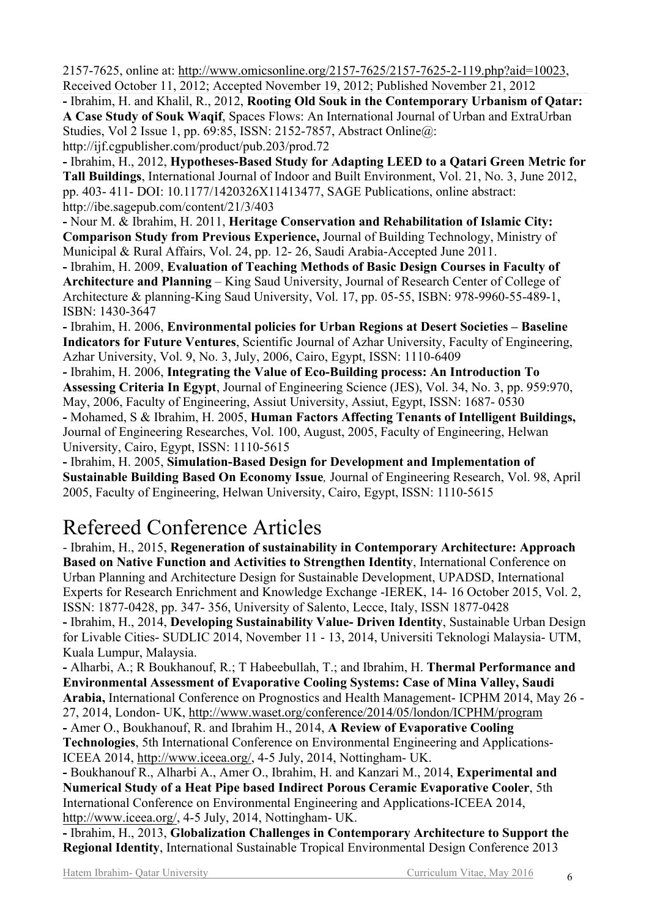2157-7625, online at: http://www.omicsonline.org/2157-7625/2157-7625-2-119.php?aid=10023, Received October 11, 2012; Accepted November 19, 2012; Published November 21, 2012

**-** Ibrahim, H. and Khalil, R., 2012, **Rooting Old Souk in the Contemporary Urbanism of Qatar: A Case Study of Souk Waqif**, Spaces Flows: An International Journal of Urban and ExtraUrban Studies, Vol 2 Issue 1, pp. 69:85, ISSN: 2152-7857, Abstract Online@: http://ijf.cgpublisher.com/product/pub.203/prod.72

**-** Ibrahim, H., 2012, **Hypotheses-Based Study for Adapting LEED to a Qatari Green Metric for Tall Buildings**, International Journal of Indoor and Built Environment, Vol. 21, No. 3, June 2012, pp. 403- 411- DOI: 10.1177/1420326X11413477, SAGE Publications, online abstract: http://ibe.sagepub.com/content/21/3/403

**-** Nour M. & Ibrahim, H. 2011, **Heritage Conservation and Rehabilitation of Islamic City: Comparison Study from Previous Experience,** Journal of Building Technology, Ministry of Municipal & Rural Affairs, Vol. 24, pp. 12- 26, Saudi Arabia-Accepted June 2011.

**-** Ibrahim, H. 2009, **Evaluation of Teaching Methods of Basic Design Courses in Faculty of Architecture and Planning** – King Saud University, Journal of Research Center of College of Architecture & planning-King Saud University, Vol. 17, pp. 05-55, ISBN: 978-9960-55-489-1, ISBN: 1430-3647

**-** Ibrahim, H. 2006, **Environmental policies for Urban Regions at Desert Societies – Baseline Indicators for Future Ventures**, Scientific Journal of Azhar University, Faculty of Engineering, Azhar University, Vol. 9, No. 3, July, 2006, Cairo, Egypt, ISSN: 1110-6409

**-** Ibrahim, H. 2006, **Integrating the Value of Eco-Building process: An Introduction To Assessing Criteria In Egypt**, Journal of Engineering Science (JES), Vol. 34, No. 3, pp. 959:970, May, 2006, Faculty of Engineering, Assiut University, Assiut, Egypt, ISSN: 1687- 0530

**-** Mohamed, S & Ibrahim, H. 2005, **Human Factors Affecting Tenants of Intelligent Buildings,** Journal of Engineering Researches, Vol. 100, August, 2005, Faculty of Engineering, Helwan University, Cairo, Egypt, ISSN: 1110-5615

**-** Ibrahim, H. 2005, **Simulation-Based Design for Development and Implementation of Sustainable Building Based On Economy Issue***,* Journal of Engineering Research, Vol. 98, April 2005, Faculty of Engineering, Helwan University, Cairo, Egypt, ISSN: 1110-5615

# Refereed Conference Articles

- Ibrahim, H., 2015, **Regeneration of sustainability in Contemporary Architecture: Approach Based on Native Function and Activities to Strengthen Identity**, International Conference on Urban Planning and Architecture Design for Sustainable Development, UPADSD, International Experts for Research Enrichment and Knowledge Exchange -IEREK, 14- 16 October 2015, Vol. 2, ISSN: 1877-0428, pp. 347- 356, University of Salento, Lecce, Italy, ISSN 1877-0428

**-** Ibrahim, H., 2014, **Developing Sustainability Value- Driven Identity**, Sustainable Urban Design for Livable Cities- SUDLIC 2014, November 11 - 13, 2014, Universiti Teknologi Malaysia- UTM, Kuala Lumpur, Malaysia.

**-** Alharbi, A.; R Boukhanouf, R.; T Habeebullah, T.; and Ibrahim, H. **Thermal Performance and Environmental Assessment of Evaporative Cooling Systems: Case of Mina Valley, Saudi Arabia,** International Conference on Prognostics and Health Management- ICPHM 2014, May 26 - 27, 2014, London- UK, http://www.waset.org/conference/2014/05/london/ICPHM/program

**-** Amer O., Boukhanouf, R. and Ibrahim H., 2014, **A Review of Evaporative Cooling Technologies**, 5th International Conference on Environmental Engineering and Applications- ICEEA 2014, http://www.iceea.org/, 4-5 July, 2014, Nottingham- UK.

**-** Boukhanouf R., Alharbi A., Amer O., Ibrahim, H. and Kanzari M., 2014, **Experimental and Numerical Study of a Heat Pipe based Indirect Porous Ceramic Evaporative Cooler**, 5th International Conference on Environmental Engineering and Applications-ICEEA 2014, http://www.iceea.org/, 4-5 July, 2014, Nottingham- UK.

**-** Ibrahim, H., 2013, **Globalization Challenges in Contemporary Architecture to Support the Regional Identity**, International Sustainable Tropical Environmental Design Conference 2013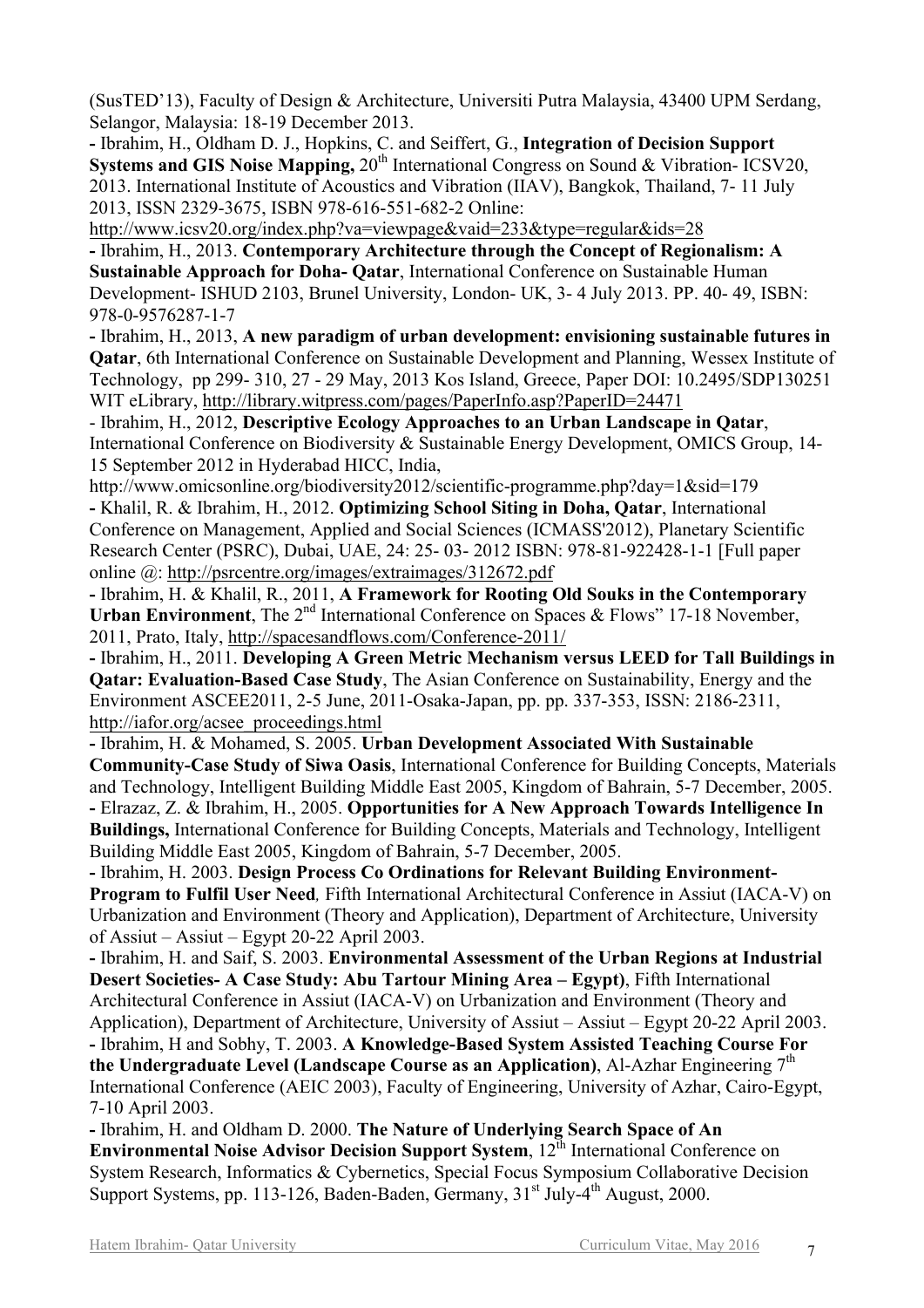(SusTED'13), Faculty of Design & Architecture, Universiti Putra Malaysia, 43400 UPM Serdang, Selangor, Malaysia: 18-19 December 2013.

- Ibrahim, H., Oldham D. J., Hopkins, C. and Seiffert, G., **Integration of Decision Support Systems and GIS Noise Mapping,** 20th International Congress on Sound & Vibration- ICSV20, 2013. International Institute of Acoustics and Vibration (IIAV), Bangkok, Thailand, 7- 11 July 2013, ISSN 2329-3675, ISBN 978-616-551-682-2 Online: http://www.icsv20.org/index.php?va=viewpage&vaid=233&type=regular&ids=28
- Ibrahim, H., 2013. **Contemporary Architecture through the Concept of Regionalism: A Sustainable Approach for Doha- Qatar**, International Conference on Sustainable Human Development- ISHUD 2103, Brunel University, London- UK, 3- 4 July 2013. PP. 40- 49, ISBN: 978-0-9576287-1-7
- Ibrahim, H., 2013, **A new paradigm of urban development: envisioning sustainable futures in Qatar**, 6th International Conference on Sustainable Development and Planning, Wessex Institute of Technology, pp 299- 310, 27 - 29 May, 2013 Kos Island, Greece, Paper DOI: 10.2495/SDP130251 WIT eLibrary, http://library.witpress.com/pages/PaperInfo.asp?PaperID=24471
- Ibrahim, H., 2012, **Descriptive Ecology Approaches to an Urban Landscape in Qatar**, International Conference on Biodiversity & Sustainable Energy Development, OMICS Group, 14-15 September 2012 in Hyderabad HICC, India, http://www.omicsonline.org/biodiversity2012/scientific-programme.php?day=1&sid=179
- Khalil, R. & Ibrahim, H., 2012. **Optimizing School Siting in Doha, Qatar**, International Conference on Management, Applied and Social Sciences (ICMASS'2012), Planetary Scientific Research Center (PSRC), Dubai, UAE, 24: 25- 03- 2012 ISBN: 978-81-922428-1-1 [Full paper online @: http://psrcentre.org/images/extraimages/312672.pdf
- Ibrahim, H. & Khalil, R., 2011, **A Framework for Rooting Old Souks in the Contemporary Urban Environment**, The 2nd International Conference on Spaces & Flows" 17-18 November, 2011, Prato, Italy, http://spacesandflows.com/Conference-2011/
- Ibrahim, H., 2011. **Developing A Green Metric Mechanism versus LEED for Tall Buildings in Qatar: Evaluation-Based Case Study**, The Asian Conference on Sustainability, Energy and the Environment ASCEE2011, 2-5 June, 2011-Osaka-Japan, pp. pp. 337-353, ISSN: 2186-2311, http://iafor.org/acsee_proceedings.html
- Ibrahim, H. & Mohamed, S. 2005. **Urban Development Associated With Sustainable Community-Case Study of Siwa Oasis**, International Conference for Building Concepts, Materials and Technology, Intelligent Building Middle East 2005, Kingdom of Bahrain, 5-7 December, 2005.
- Elrazaz, Z. & Ibrahim, H., 2005. **Opportunities for A New Approach Towards Intelligence In Buildings,** International Conference for Building Concepts, Materials and Technology, Intelligent Building Middle East 2005, Kingdom of Bahrain, 5-7 December, 2005.
- Ibrahim, H. 2003. **Design Process Co Ordinations for Relevant Building Environment-Program to Fulfil User Need***,* Fifth International Architectural Conference in Assiut (IACA-V) on Urbanization and Environment (Theory and Application), Department of Architecture, University of Assiut – Assiut – Egypt 20-22 April 2003.
- Ibrahim, H. and Saif, S. 2003. **Environmental Assessment of the Urban Regions at Industrial Desert Societies- A Case Study: Abu Tartour Mining Area – Egypt)**, Fifth International Architectural Conference in Assiut (IACA-V) on Urbanization and Environment (Theory and Application), Department of Architecture, University of Assiut – Assiut – Egypt 20-22 April 2003.
- Ibrahim, H and Sobhy, T. 2003. **A Knowledge-Based System Assisted Teaching Course For the Undergraduate Level (Landscape Course as an Application)**, Al-Azhar Engineering 7th International Conference (AEIC 2003), Faculty of Engineering, University of Azhar, Cairo-Egypt, 7-10 April 2003.
- Ibrahim, H. and Oldham D. 2000. **The Nature of Underlying Search Space of An Environmental Noise Advisor Decision Support System**, 12th International Conference on System Research, Informatics & Cybernetics, Special Focus Symposium Collaborative Decision Support Systems, pp. 113-126, Baden-Baden, Germany, 31st July-4th August, 2000.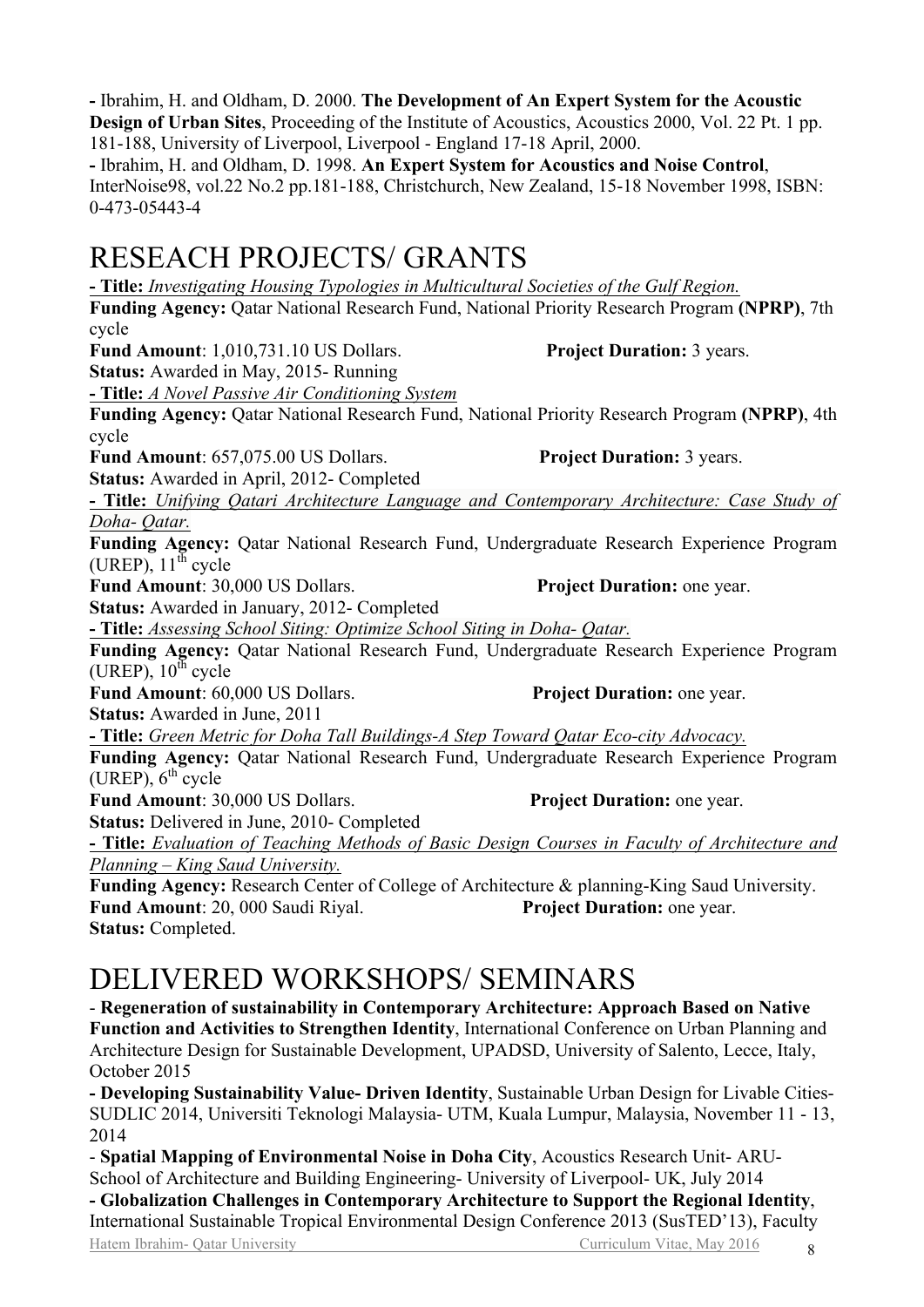- Ibrahim, H. and Oldham, D. 2000. **The Development of An Expert System for the Acoustic Design of Urban Sites**, Proceeding of the Institute of Acoustics, Acoustics 2000, Vol. 22 Pt. 1 pp. 181-188, University of Liverpool, Liverpool - England 17-18 April, 2000.
- Ibrahim, H. and Oldham, D. 1998. **An Expert System for Acoustics and Noise Control**, InterNoise98, vol.22 No.2 pp.181-188, Christchurch, New Zealand, 15-18 November 1998, ISBN: 0-473-05443-4

# RESEACH PROJECTS/ GRANTS

**- Title:** *Investigating Housing Typologies in Multicultural Societies of the Gulf Region.*
**Funding Agency:** Qatar National Research Fund, National Priority Research Program **(NPRP)**, 7th cycle
**Fund Amount**: 1,010,731.10 US Dollars. **Project Duration:** 3 years.
**Status:** Awarded in May, 2015- Running

**- Title:** *A Novel Passive Air Conditioning System*
**Funding Agency:** Qatar National Research Fund, National Priority Research Program **(NPRP)**, 4th cycle
**Fund Amount**: 657,075.00 US Dollars. **Project Duration:** 3 years.
**Status:** Awarded in April, 2012- Completed

**- Title:** *Unifying Qatari Architecture Language and Contemporary Architecture: Case Study of Doha- Qatar.*
**Funding Agency:** Qatar National Research Fund, Undergraduate Research Experience Program (UREP), 11th cycle
**Fund Amount**: 30,000 US Dollars. **Project Duration:** one year.
**Status:** Awarded in January, 2012- Completed

**- Title:** *Assessing School Siting: Optimize School Siting in Doha- Qatar.*
**Funding Agency:** Qatar National Research Fund, Undergraduate Research Experience Program (UREP), 10th cycle
**Fund Amount**: 60,000 US Dollars. **Project Duration:** one year.
**Status:** Awarded in June, 2011

**- Title:** *Green Metric for Doha Tall Buildings-A Step Toward Qatar Eco-city Advocacy.*
**Funding Agency:** Qatar National Research Fund, Undergraduate Research Experience Program (UREP), 6th cycle
**Fund Amount**: 30,000 US Dollars. **Project Duration:** one year.
**Status:** Delivered in June, 2010- Completed

**- Title:** *Evaluation of Teaching Methods of Basic Design Courses in Faculty of Architecture and Planning – King Saud University.*
**Funding Agency:** Research Center of College of Architecture & planning-King Saud University.
**Fund Amount**: 20, 000 Saudi Riyal. **Project Duration:** one year.
**Status:** Completed.

# DELIVERED WORKSHOPS/ SEMINARS

- **Regeneration of sustainability in Contemporary Architecture: Approach Based on Native Function and Activities to Strengthen Identity**, International Conference on Urban Planning and Architecture Design for Sustainable Development, UPADSD, University of Salento, Lecce, Italy, October 2015
- **Developing Sustainability Value- Driven Identity**, Sustainable Urban Design for Livable Cities-SUDLIC 2014, Universiti Teknologi Malaysia- UTM, Kuala Lumpur, Malaysia, November 11 - 13, 2014
- **Spatial Mapping of Environmental Noise in Doha City**, Acoustics Research Unit- ARU-School of Architecture and Building Engineering- University of Liverpool- UK, July 2014
- **Globalization Challenges in Contemporary Architecture to Support the Regional Identity**, International Sustainable Tropical Environmental Design Conference 2013 (SusTED'13), Faculty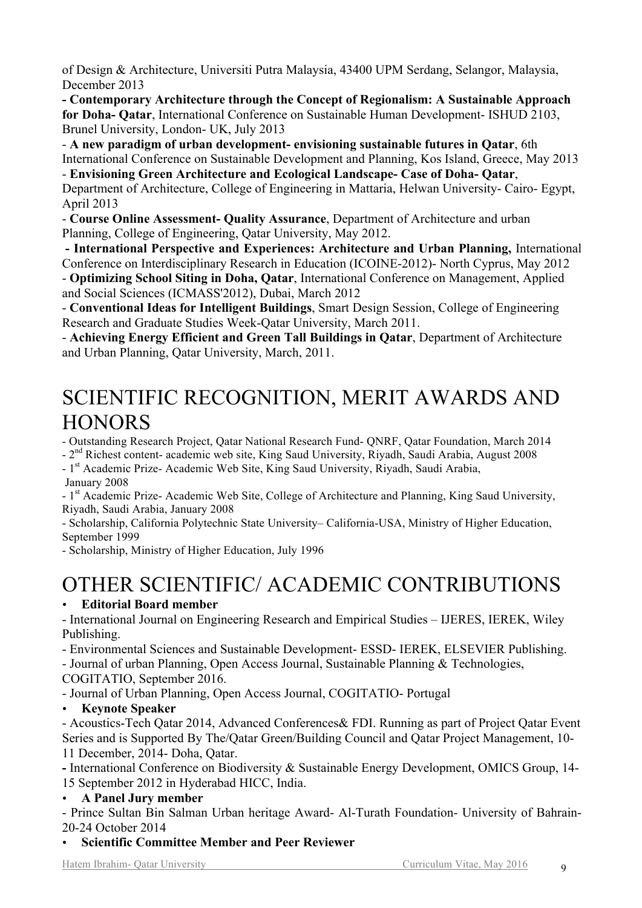of Design & Architecture, Universiti Putra Malaysia, 43400 UPM Serdang, Selangor, Malaysia, December 2013

- **Contemporary Architecture through the Concept of Regionalism: A Sustainable Approach for Doha- Qatar**, International Conference on Sustainable Human Development- ISHUD 2103, Brunel University, London- UK, July 2013
- **A new paradigm of urban development- envisioning sustainable futures in Qatar**, 6th International Conference on Sustainable Development and Planning, Kos Island, Greece, May 2013
- **Envisioning Green Architecture and Ecological Landscape- Case of Doha- Qatar**, Department of Architecture, College of Engineering in Mattaria, Helwan University- Cairo- Egypt, April 2013
- **Course Online Assessment- Quality Assurance**, Department of Architecture and urban Planning, College of Engineering, Qatar University, May 2012.
- **International Perspective and Experiences: Architecture and Urban Planning,** International Conference on Interdisciplinary Research in Education (ICOINE-2012)- North Cyprus, May 2012
- **Optimizing School Siting in Doha, Qatar**, International Conference on Management, Applied and Social Sciences (ICMASS'2012), Dubai, March 2012
- **Conventional Ideas for Intelligent Buildings**, Smart Design Session, College of Engineering Research and Graduate Studies Week-Qatar University, March 2011.
- **Achieving Energy Efficient and Green Tall Buildings in Qatar**, Department of Architecture and Urban Planning, Qatar University, March, 2011.

# SCIENTIFIC RECOGNITION, MERIT AWARDS AND HONORS

- Outstanding Research Project, Qatar National Research Fund- QNRF, Qatar Foundation, March 2014
- 2nd Richest content- academic web site, King Saud University, Riyadh, Saudi Arabia, August 2008
- 1st Academic Prize- Academic Web Site, King Saud University, Riyadh, Saudi Arabia, January 2008
- 1st Academic Prize- Academic Web Site, College of Architecture and Planning, King Saud University, Riyadh, Saudi Arabia, January 2008
- Scholarship, California Polytechnic State University– California-USA, Ministry of Higher Education, September 1999
- Scholarship, Ministry of Higher Education, July 1996

# OTHER SCIENTIFIC/ ACADEMIC CONTRIBUTIONS

- **Editorial Board member**

- International Journal on Engineering Research and Empirical Studies – IJERES, IEREK, Wiley Publishing.
- Environmental Sciences and Sustainable Development- ESSD- IEREK, ELSEVIER Publishing.
- Journal of urban Planning, Open Access Journal, Sustainable Planning & Technologies, COGITATIO, September 2016.
- Journal of Urban Planning, Open Access Journal, COGITATIO- Portugal

- **Keynote Speaker**

- Acoustics-Tech Qatar 2014, Advanced Conferences& FDI. Running as part of Project Qatar Event Series and is Supported By The/Qatar Green/Building Council and Qatar Project Management, 10-11 December, 2014- Doha, Qatar.
- International Conference on Biodiversity & Sustainable Energy Development, OMICS Group, 14-15 September 2012 in Hyderabad HICC, India.

- **A Panel Jury member**

- Prince Sultan Bin Salman Urban heritage Award- Al-Turath Foundation- University of Bahrain- 20-24 October 2014

- **Scientific Committee Member and Peer Reviewer**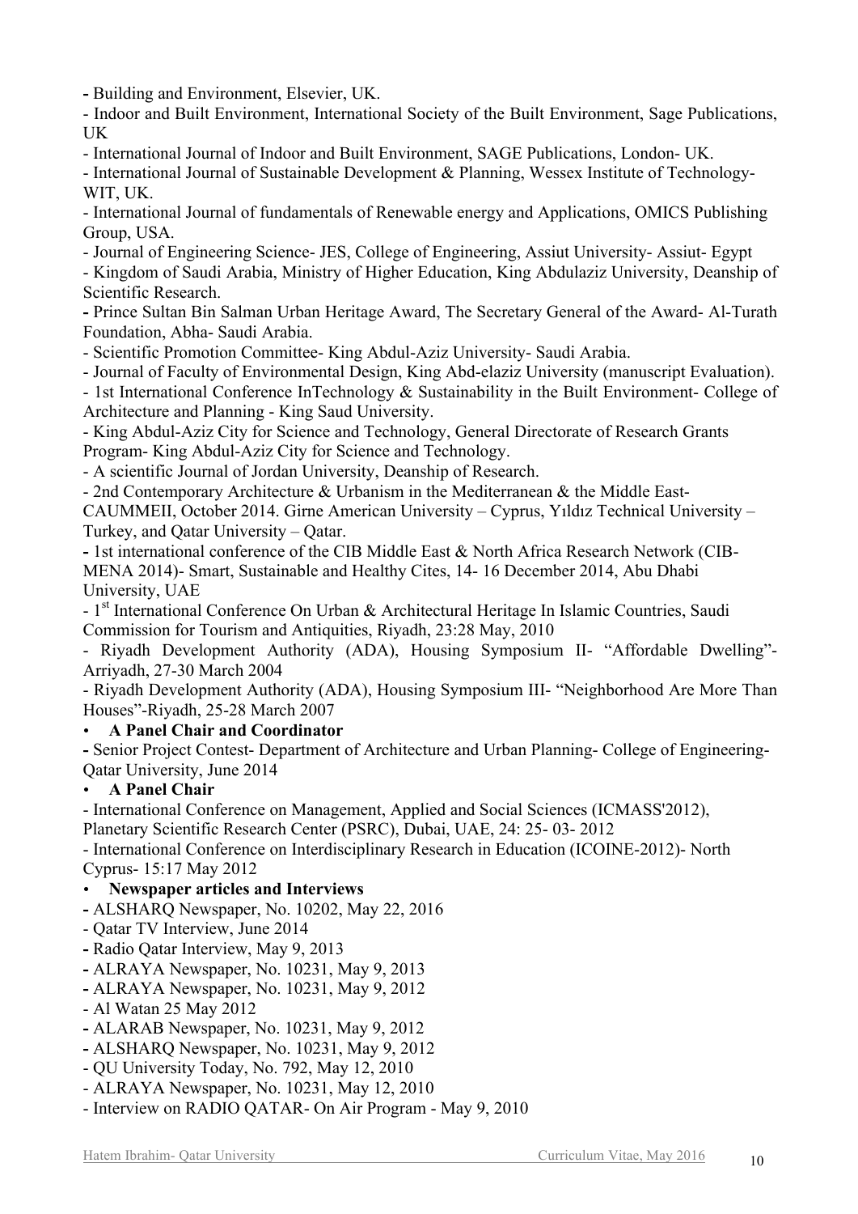- Building and Environment, Elsevier, UK.
- Indoor and Built Environment, International Society of the Built Environment, Sage Publications, UK
- International Journal of Indoor and Built Environment, SAGE Publications, London- UK.
- International Journal of Sustainable Development & Planning, Wessex Institute of Technology- WIT, UK.
- International Journal of fundamentals of Renewable energy and Applications, OMICS Publishing Group, USA.
- Journal of Engineering Science- JES, College of Engineering, Assiut University- Assiut- Egypt
- Kingdom of Saudi Arabia, Ministry of Higher Education, King Abdulaziz University, Deanship of Scientific Research.
- Prince Sultan Bin Salman Urban Heritage Award, The Secretary General of the Award- Al-Turath Foundation, Abha- Saudi Arabia.
- Scientific Promotion Committee- King Abdul-Aziz University- Saudi Arabia.
- Journal of Faculty of Environmental Design, King Abd-elaziz University (manuscript Evaluation).
- 1st International Conference InTechnology & Sustainability in the Built Environment- College of Architecture and Planning - King Saud University.
- King Abdul-Aziz City for Science and Technology, General Directorate of Research Grants Program- King Abdul-Aziz City for Science and Technology.
- A scientific Journal of Jordan University, Deanship of Research.
- 2nd Contemporary Architecture & Urbanism in the Mediterranean & the Middle East- CAUMMEII, October 2014. Girne American University – Cyprus, Yıldız Technical University – Turkey, and Qatar University – Qatar.
- 1st international conference of the CIB Middle East & North Africa Research Network (CIB-MENA 2014)- Smart, Sustainable and Healthy Cites, 14- 16 December 2014, Abu Dhabi University, UAE
- 1st International Conference On Urban & Architectural Heritage In Islamic Countries, Saudi Commission for Tourism and Antiquities, Riyadh, 23:28 May, 2010
- Riyadh Development Authority (ADA), Housing Symposium II- "Affordable Dwelling"- Arriyadh, 27-30 March 2004
- Riyadh Development Authority (ADA), Housing Symposium III- "Neighborhood Are More Than Houses"-Riyadh, 25-28 March 2007

- **A Panel Chair and Coordinator**

- Senior Project Contest- Department of Architecture and Urban Planning- College of Engineering- Qatar University, June 2014

- **A Panel Chair**

- International Conference on Management, Applied and Social Sciences (ICMASS'2012), Planetary Scientific Research Center (PSRC), Dubai, UAE, 24: 25- 03- 2012
- International Conference on Interdisciplinary Research in Education (ICOINE-2012)- North Cyprus- 15:17 May 2012

- **Newspaper articles and Interviews**

- ALSHARQ Newspaper, No. 10202, May 22, 2016
- Qatar TV Interview, June 2014
- Radio Qatar Interview, May 9, 2013
- ALRAYA Newspaper, No. 10231, May 9, 2013
- ALRAYA Newspaper, No. 10231, May 9, 2012
- Al Watan 25 May 2012
- ALARAB Newspaper, No. 10231, May 9, 2012
- ALSHARQ Newspaper, No. 10231, May 9, 2012
- QU University Today, No. 792, May 12, 2010
- ALRAYA Newspaper, No. 10231, May 12, 2010
- Interview on RADIO QATAR- On Air Program - May 9, 2010